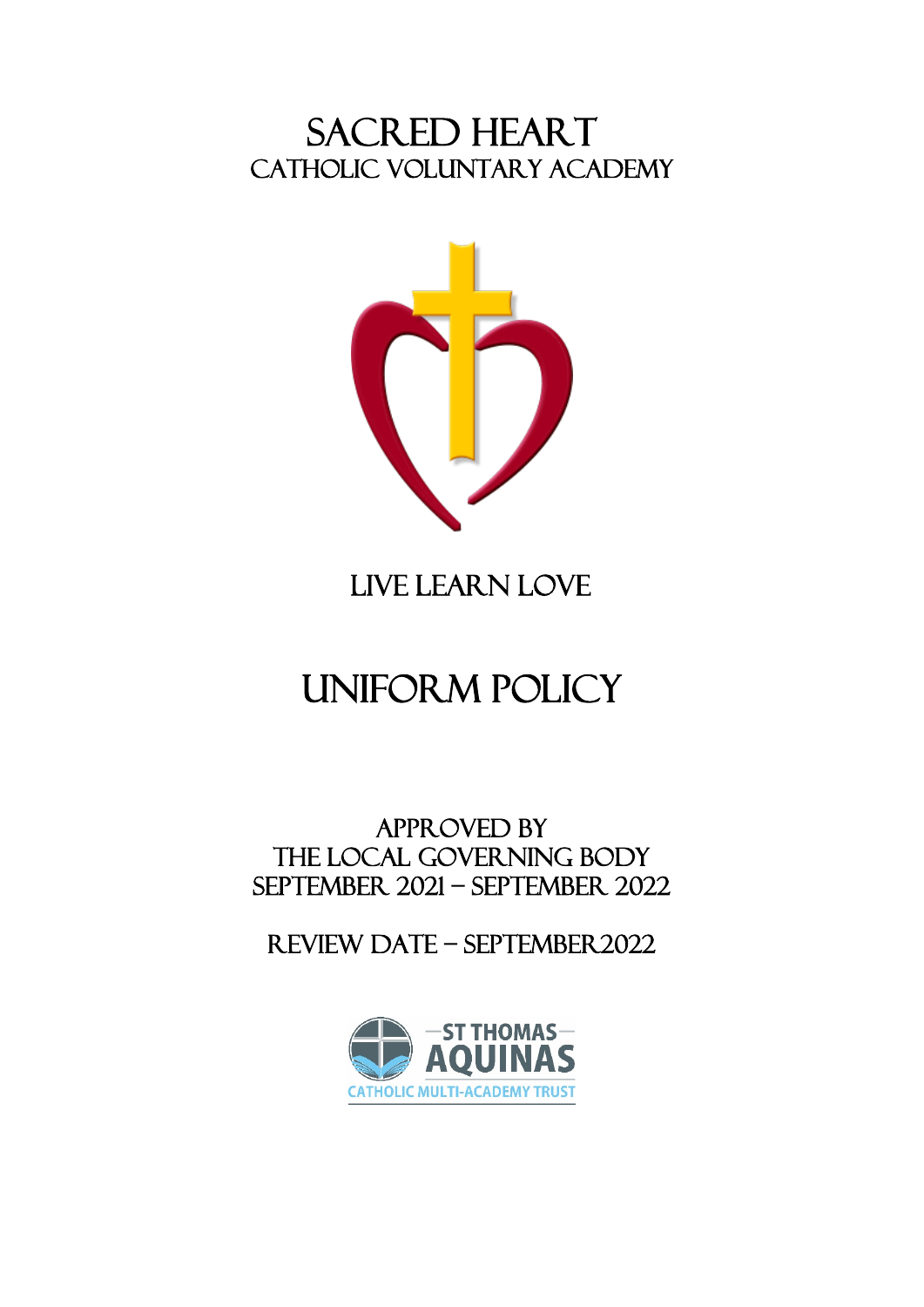# Sacred Heart

## Catholic Voluntary Academy

LIVE LEARN LOVE

# UNIFORM POLICY

APPROVED BY
THE LOCAL GOVERNING BODY
SEPTEMBER 2021 – SEPTEMBER 2022

REVIEW DATE – SEPTEMBER2022

ST THOMAS AQUINAS
CATHOLIC MULTI-ACADEMY TRUST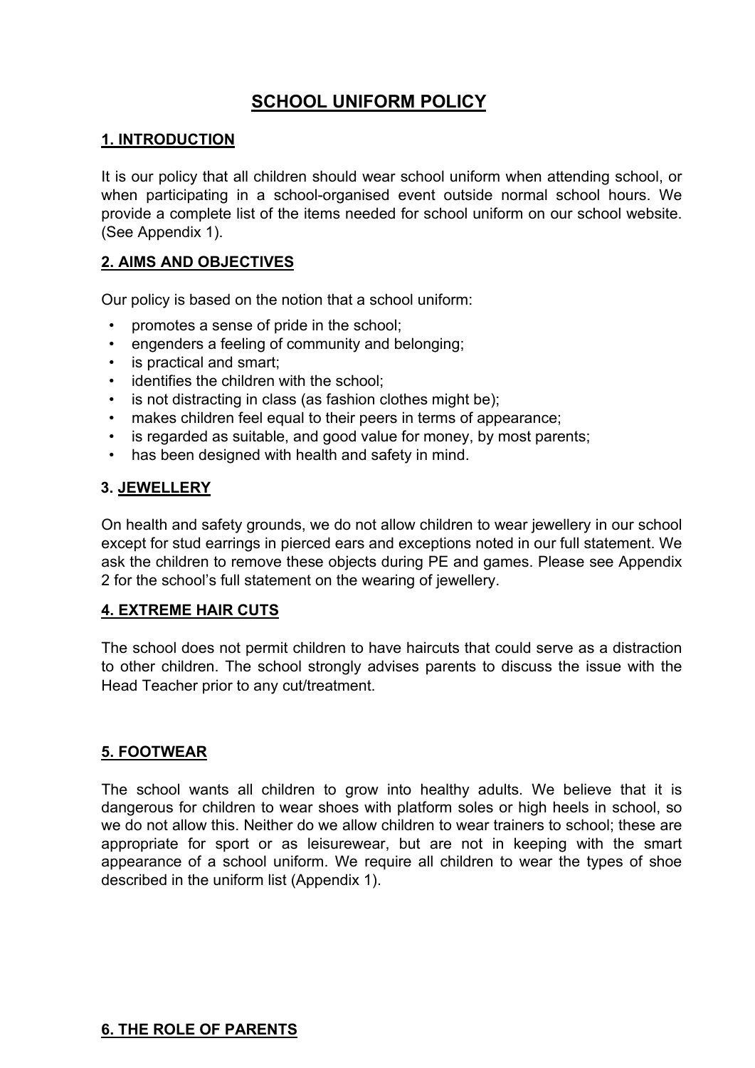# SCHOOL UNIFORM POLICY

## 1. INTRODUCTION

It is our policy that all children should wear school uniform when attending school, or when participating in a school-organised event outside normal school hours. We provide a complete list of the items needed for school uniform on our school website. (See Appendix 1).

## 2. AIMS AND OBJECTIVES

Our policy is based on the notion that a school uniform:

- promotes a sense of pride in the school;
- engenders a feeling of community and belonging;
- is practical and smart;
- identifies the children with the school;
- is not distracting in class (as fashion clothes might be);
- makes children feel equal to their peers in terms of appearance;
- is regarded as suitable, and good value for money, by most parents;
- has been designed with health and safety in mind.

## 3. JEWELLERY

On health and safety grounds, we do not allow children to wear jewellery in our school except for stud earrings in pierced ears and exceptions noted in our full statement. We ask the children to remove these objects during PE and games. Please see Appendix 2 for the school's full statement on the wearing of jewellery.

## 4. EXTREME HAIR CUTS

The school does not permit children to have haircuts that could serve as a distraction to other children. The school strongly advises parents to discuss the issue with the Head Teacher prior to any cut/treatment.

## 5. FOOTWEAR

The school wants all children to grow into healthy adults. We believe that it is dangerous for children to wear shoes with platform soles or high heels in school, so we do not allow this. Neither do we allow children to wear trainers to school; these are appropriate for sport or as leisurewear, but are not in keeping with the smart appearance of a school uniform. We require all children to wear the types of shoe described in the uniform list (Appendix 1).

## 6. THE ROLE OF PARENTS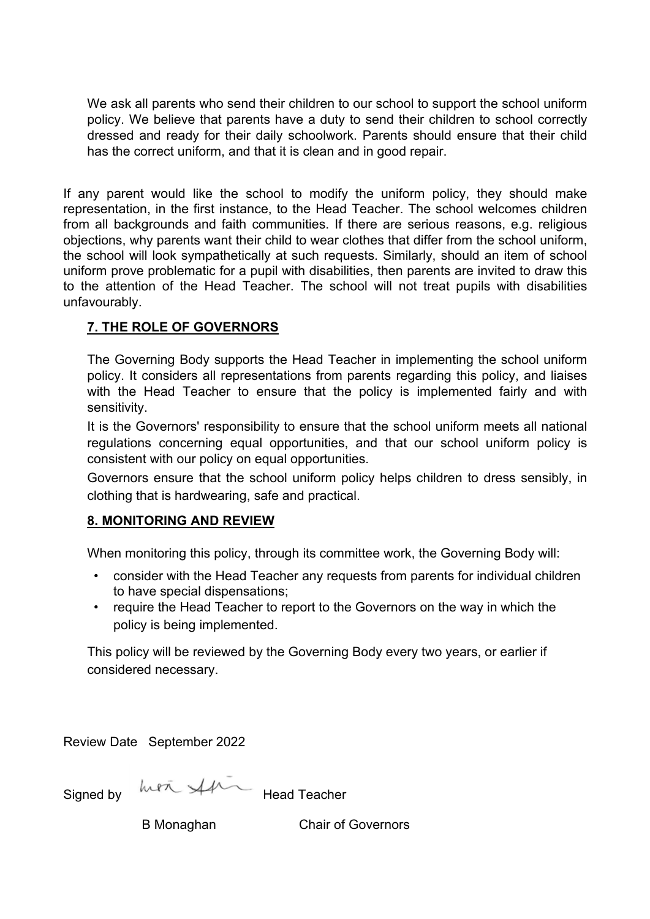We ask all parents who send their children to our school to support the school uniform policy. We believe that parents have a duty to send their children to school correctly dressed and ready for their daily schoolwork. Parents should ensure that their child has the correct uniform, and that it is clean and in good repair.

If any parent would like the school to modify the uniform policy, they should make representation, in the first instance, to the Head Teacher. The school welcomes children from all backgrounds and faith communities. If there are serious reasons, e.g. religious objections, why parents want their child to wear clothes that differ from the school uniform, the school will look sympathetically at such requests. Similarly, should an item of school uniform prove problematic for a pupil with disabilities, then parents are invited to draw this to the attention of the Head Teacher. The school will not treat pupils with disabilities unfavourably.

## 7. THE ROLE OF GOVERNORS

The Governing Body supports the Head Teacher in implementing the school uniform policy. It considers all representations from parents regarding this policy, and liaises with the Head Teacher to ensure that the policy is implemented fairly and with sensitivity.

It is the Governors' responsibility to ensure that the school uniform meets all national regulations concerning equal opportunities, and that our school uniform policy is consistent with our policy on equal opportunities.

Governors ensure that the school uniform policy helps children to dress sensibly, in clothing that is hardwearing, safe and practical.

## 8. MONITORING AND REVIEW

When monitoring this policy, through its committee work, the Governing Body will:

- consider with the Head Teacher any requests from parents for individual children to have special dispensations;
- require the Head Teacher to report to the Governors on the way in which the policy is being implemented.

This policy will be reviewed by the Governing Body every two years, or earlier if considered necessary.

Review Date September 2022

Signed by [signature] Head Teacher

B Monaghan Chair of Governors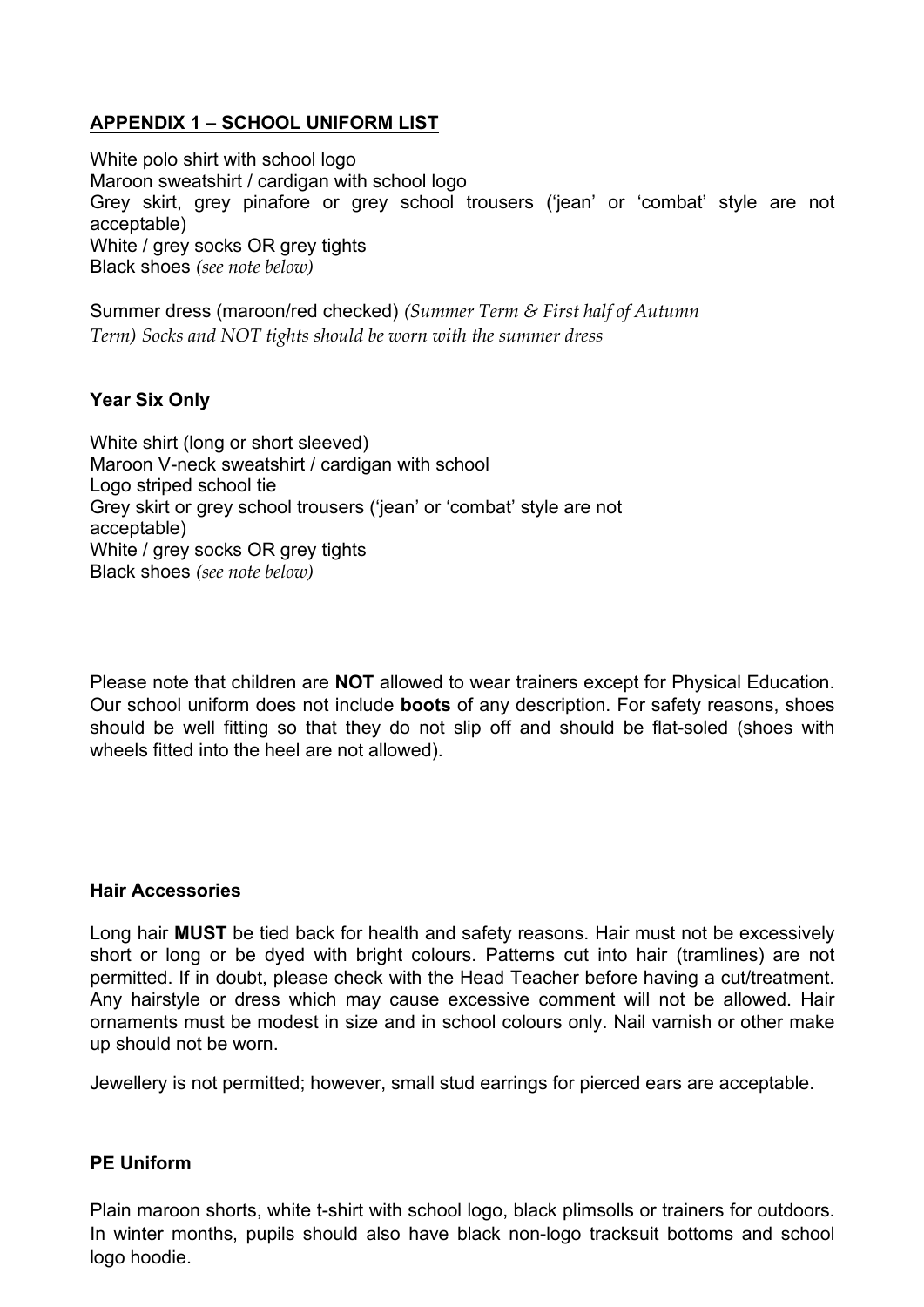## APPENDIX 1 – SCHOOL UNIFORM LIST

White polo shirt with school logo
Maroon sweatshirt / cardigan with school logo
Grey skirt, grey pinafore or grey school trousers ('jean' or 'combat' style are not acceptable)
White / grey socks OR grey tights
Black shoes *(see note below)*

Summer dress (maroon/red checked) *(Summer Term & First half of Autumn Term) Socks and NOT tights should be worn with the summer dress*

### Year Six Only

White shirt (long or short sleeved)
Maroon V-neck sweatshirt / cardigan with school
Logo striped school tie
Grey skirt or grey school trousers ('jean' or 'combat' style are not acceptable)
White / grey socks OR grey tights
Black shoes *(see note below)*

Please note that children are **NOT** allowed to wear trainers except for Physical Education. Our school uniform does not include **boots** of any description. For safety reasons, shoes should be well fitting so that they do not slip off and should be flat-soled (shoes with wheels fitted into the heel are not allowed).

### Hair Accessories

Long hair **MUST** be tied back for health and safety reasons. Hair must not be excessively short or long or be dyed with bright colours. Patterns cut into hair (tramlines) are not permitted. If in doubt, please check with the Head Teacher before having a cut/treatment. Any hairstyle or dress which may cause excessive comment will not be allowed. Hair ornaments must be modest in size and in school colours only. Nail varnish or other make up should not be worn.

Jewellery is not permitted; however, small stud earrings for pierced ears are acceptable.

### PE Uniform

Plain maroon shorts, white t-shirt with school logo, black plimsolls or trainers for outdoors. In winter months, pupils should also have black non-logo tracksuit bottoms and school logo hoodie.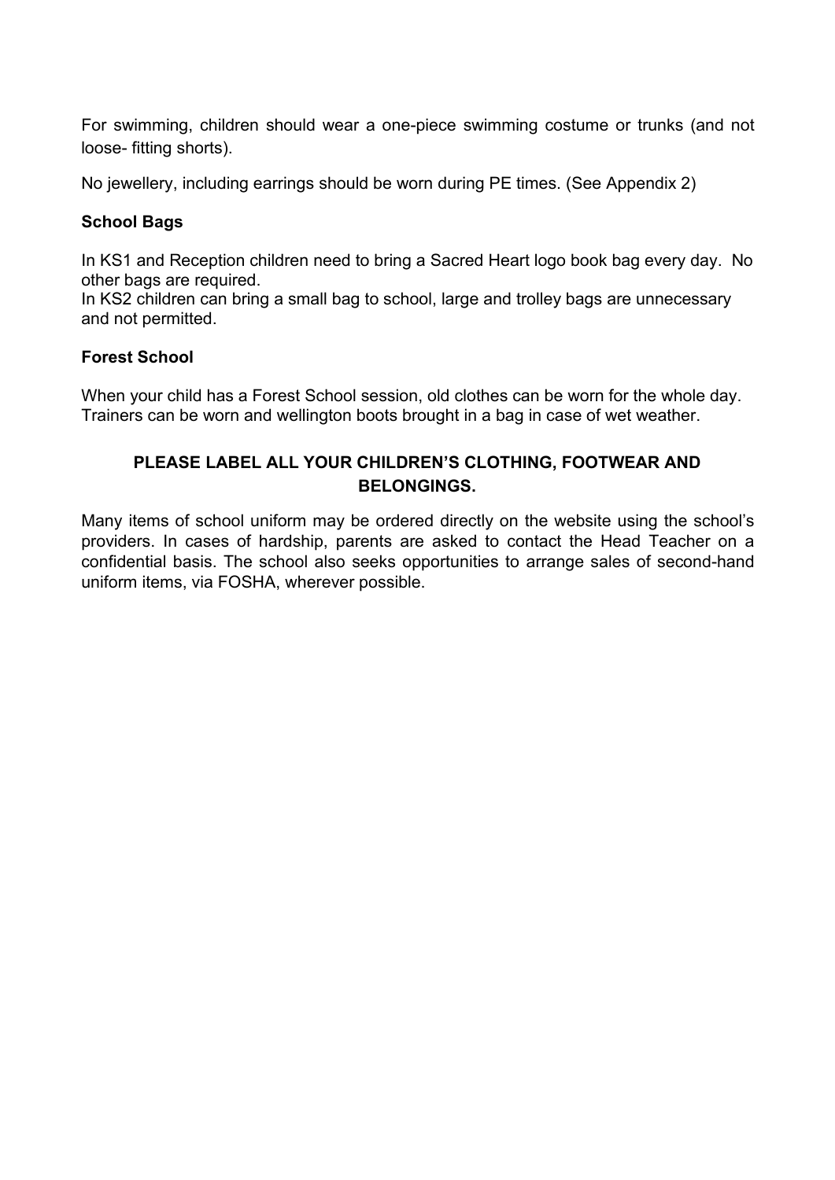For swimming, children should wear a one-piece swimming costume or trunks (and not loose- fitting shorts).

No jewellery, including earrings should be worn during PE times. (See Appendix 2)

### School Bags

In KS1 and Reception children need to bring a Sacred Heart logo book bag every day. No other bags are required.
In KS2 children can bring a small bag to school, large and trolley bags are unnecessary and not permitted.

### Forest School

When your child has a Forest School session, old clothes can be worn for the whole day. Trainers can be worn and wellington boots brought in a bag in case of wet weather.

**PLEASE LABEL ALL YOUR CHILDREN'S CLOTHING, FOOTWEAR AND BELONGINGS.**

Many items of school uniform may be ordered directly on the website using the school's providers. In cases of hardship, parents are asked to contact the Head Teacher on a confidential basis. The school also seeks opportunities to arrange sales of second-hand uniform items, via FOSHA, wherever possible.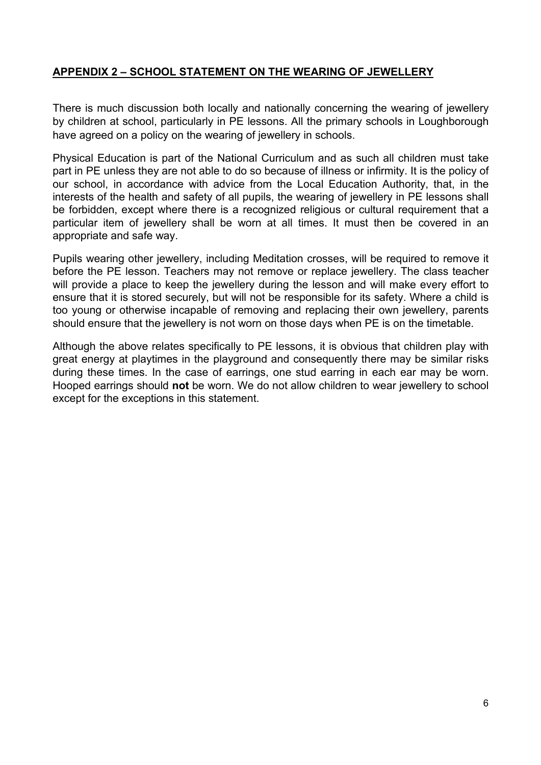## APPENDIX 2 – SCHOOL STATEMENT ON THE WEARING OF JEWELLERY

There is much discussion both locally and nationally concerning the wearing of jewellery by children at school, particularly in PE lessons. All the primary schools in Loughborough have agreed on a policy on the wearing of jewellery in schools.

Physical Education is part of the National Curriculum and as such all children must take part in PE unless they are not able to do so because of illness or infirmity. It is the policy of our school, in accordance with advice from the Local Education Authority, that, in the interests of the health and safety of all pupils, the wearing of jewellery in PE lessons shall be forbidden, except where there is a recognized religious or cultural requirement that a particular item of jewellery shall be worn at all times. It must then be covered in an appropriate and safe way.

Pupils wearing other jewellery, including Meditation crosses, will be required to remove it before the PE lesson. Teachers may not remove or replace jewellery. The class teacher will provide a place to keep the jewellery during the lesson and will make every effort to ensure that it is stored securely, but will not be responsible for its safety. Where a child is too young or otherwise incapable of removing and replacing their own jewellery, parents should ensure that the jewellery is not worn on those days when PE is on the timetable.

Although the above relates specifically to PE lessons, it is obvious that children play with great energy at playtimes in the playground and consequently there may be similar risks during these times. In the case of earrings, one stud earring in each ear may be worn. Hooped earrings should **not** be worn. We do not allow children to wear jewellery to school except for the exceptions in this statement.